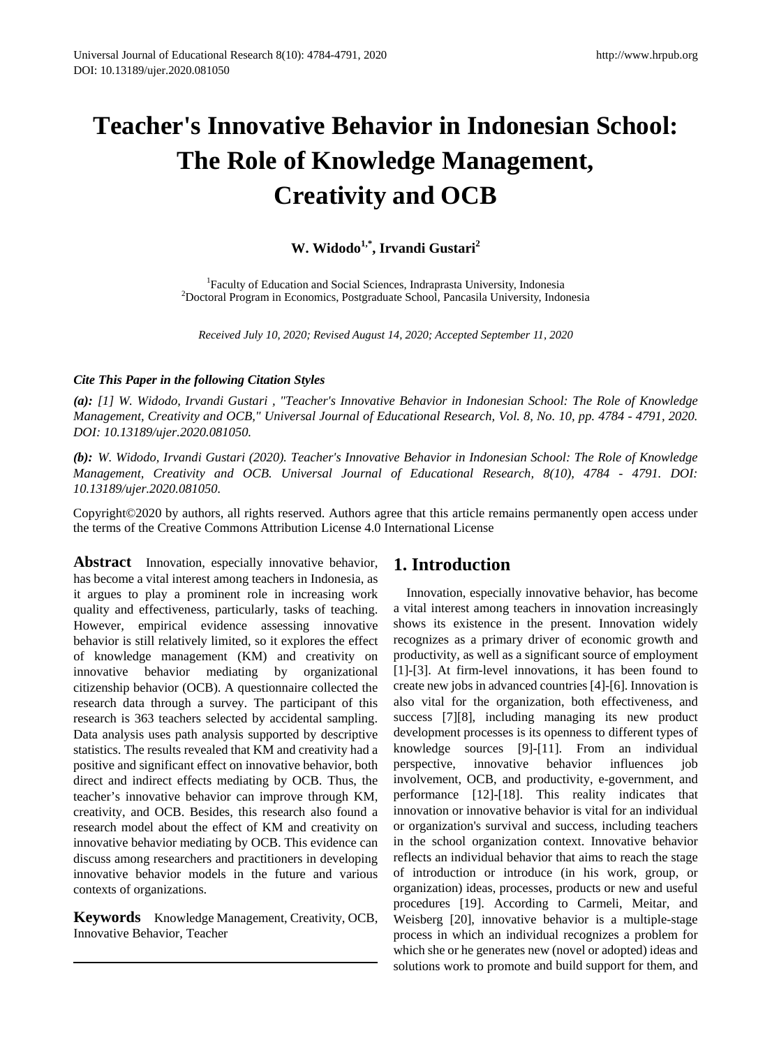# Teacher's Innovative Behavior in Indonesian School: The Role of Knowledge Management, Creativity and OCB

**W. Widodo[1,*], Irvandi Gustari[2]**

[1]Faculty of Education and Social Sciences, Indraprasta University, Indonesia
[2]Doctoral Program in Economics, Postgraduate School, Pancasila University, Indonesia

*Received July 10, 2020; Revised August 14, 2020; Accepted September 11, 2020*

***Cite This Paper in the following Citation Styles***

***(a):*** *[1] W. Widodo, Irvandi Gustari , "Teacher's Innovative Behavior in Indonesian School: The Role of Knowledge Management, Creativity and OCB," Universal Journal of Educational Research, Vol. 8, No. 10, pp. 4784 - 4791, 2020. DOI: 10.13189/ujer.2020.081050.*

***(b):*** *W. Widodo, Irvandi Gustari (2020). Teacher's Innovative Behavior in Indonesian School: The Role of Knowledge Management, Creativity and OCB. Universal Journal of Educational Research, 8(10), 4784 - 4791. DOI: 10.13189/ujer.2020.081050.*

Copyright©2020 by authors, all rights reserved. Authors agree that this article remains permanently open access under the terms of the Creative Commons Attribution License 4.0 International License

**Abstract** Innovation, especially innovative behavior, has become a vital interest among teachers in Indonesia, as it argues to play a prominent role in increasing work quality and effectiveness, particularly, tasks of teaching. However, empirical evidence assessing innovative behavior is still relatively limited, so it explores the effect of knowledge management (KM) and creativity on innovative behavior mediating by organizational citizenship behavior (OCB). A questionnaire collected the research data through a survey. The participant of this research is 363 teachers selected by accidental sampling. Data analysis uses path analysis supported by descriptive statistics. The results revealed that KM and creativity had a positive and significant effect on innovative behavior, both direct and indirect effects mediating by OCB. Thus, the teacher's innovative behavior can improve through KM, creativity, and OCB. Besides, this research also found a research model about the effect of KM and creativity on innovative behavior mediating by OCB. This evidence can discuss among researchers and practitioners in developing innovative behavior models in the future and various contexts of organizations.

**Keywords** Knowledge Management, Creativity, OCB, Innovative Behavior, Teacher

## 1. Introduction

Innovation, especially innovative behavior, has become a vital interest among teachers in innovation increasingly shows its existence in the present. Innovation widely recognizes as a primary driver of economic growth and productivity, as well as a significant source of employment [1]-[3]. At firm-level innovations, it has been found to create new jobs in advanced countries [4]-[6]. Innovation is also vital for the organization, both effectiveness, and success [7][8], including managing its new product development processes is its openness to different types of knowledge sources [9]-[11]. From an individual perspective, innovative behavior influences job involvement, OCB, and productivity, e-government, and performance [12]-[18]. This reality indicates that innovation or innovative behavior is vital for an individual or organization's survival and success, including teachers in the school organization context. Innovative behavior reflects an individual behavior that aims to reach the stage of introduction or introduce (in his work, group, or organization) ideas, processes, products or new and useful procedures [19]. According to Carmeli, Meitar, and Weisberg [20], innovative behavior is a multiple-stage process in which an individual recognizes a problem for which she or he generates new (novel or adopted) ideas and solutions work to promote and build support for them, and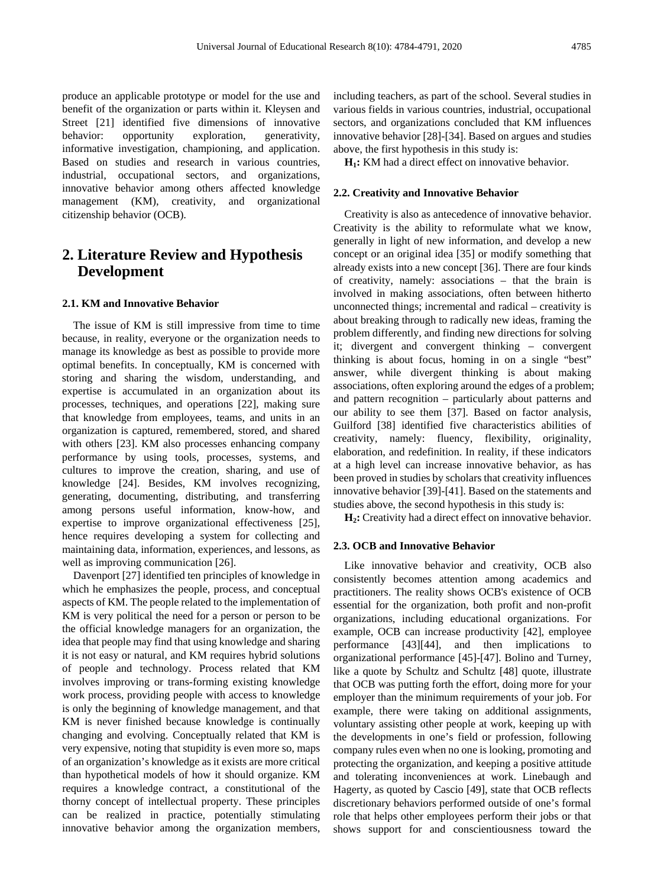produce an applicable prototype or model for the use and benefit of the organization or parts within it. Kleysen and Street [21] identified five dimensions of innovative behavior: opportunity exploration, generativity, informative investigation, championing, and application. Based on studies and research in various countries, industrial, occupational sectors, and organizations, innovative behavior among others affected knowledge management (KM), creativity, and organizational citizenship behavior (OCB).

## 2. Literature Review and Hypothesis Development

### 2.1. KM and Innovative Behavior

The issue of KM is still impressive from time to time because, in reality, everyone or the organization needs to manage its knowledge as best as possible to provide more optimal benefits. In conceptually, KM is concerned with storing and sharing the wisdom, understanding, and expertise is accumulated in an organization about its processes, techniques, and operations [22], making sure that knowledge from employees, teams, and units in an organization is captured, remembered, stored, and shared with others [23]. KM also processes enhancing company performance by using tools, processes, systems, and cultures to improve the creation, sharing, and use of knowledge [24]. Besides, KM involves recognizing, generating, documenting, distributing, and transferring among persons useful information, know-how, and expertise to improve organizational effectiveness [25], hence requires developing a system for collecting and maintaining data, information, experiences, and lessons, as well as improving communication [26].

Davenport [27] identified ten principles of knowledge in which he emphasizes the people, process, and conceptual aspects of KM. The people related to the implementation of KM is very political the need for a person or person to be the official knowledge managers for an organization, the idea that people may find that using knowledge and sharing it is not easy or natural, and KM requires hybrid solutions of people and technology. Process related that KM involves improving or trans-forming existing knowledge work process, providing people with access to knowledge is only the beginning of knowledge management, and that KM is never finished because knowledge is continually changing and evolving. Conceptually related that KM is very expensive, noting that stupidity is even more so, maps of an organization's knowledge as it exists are more critical than hypothetical models of how it should organize. KM requires a knowledge contract, a constitutional of the thorny concept of intellectual property. These principles can be realized in practice, potentially stimulating innovative behavior among the organization members, including teachers, as part of the school. Several studies in various fields in various countries, industrial, occupational sectors, and organizations concluded that KM influences innovative behavior [28]-[34]. Based on argues and studies above, the first hypothesis in this study is:

**$H_1$:** KM had a direct effect on innovative behavior.

### 2.2. Creativity and Innovative Behavior

Creativity is also as antecedence of innovative behavior. Creativity is the ability to reformulate what we know, generally in light of new information, and develop a new concept or an original idea [35] or modify something that already exists into a new concept [36]. There are four kinds of creativity, namely: associations – that the brain is involved in making associations, often between hitherto unconnected things; incremental and radical – creativity is about breaking through to radically new ideas, framing the problem differently, and finding new directions for solving it; divergent and convergent thinking – convergent thinking is about focus, homing in on a single "best" answer, while divergent thinking is about making associations, often exploring around the edges of a problem; and pattern recognition – particularly about patterns and our ability to see them [37]. Based on factor analysis, Guilford [38] identified five characteristics abilities of creativity, namely: fluency, flexibility, originality, elaboration, and redefinition. In reality, if these indicators at a high level can increase innovative behavior, as has been proved in studies by scholars that creativity influences innovative behavior [39]-[41]. Based on the statements and studies above, the second hypothesis in this study is:

**$H_2$:** Creativity had a direct effect on innovative behavior.

### 2.3. OCB and Innovative Behavior

Like innovative behavior and creativity, OCB also consistently becomes attention among academics and practitioners. The reality shows OCB's existence of OCB essential for the organization, both profit and non-profit organizations, including educational organizations. For example, OCB can increase productivity [42], employee performance [43][44], and then implications to organizational performance [45]-[47]. Bolino and Turney, like a quote by Schultz and Schultz [48] quote, illustrate that OCB was putting forth the effort, doing more for your employer than the minimum requirements of your job. For example, there were taking on additional assignments, voluntary assisting other people at work, keeping up with the developments in one's field or profession, following company rules even when no one is looking, promoting and protecting the organization, and keeping a positive attitude and tolerating inconveniences at work. Linebaugh and Hagerty, as quoted by Cascio [49], state that OCB reflects discretionary behaviors performed outside of one's formal role that helps other employees perform their jobs or that shows support for and conscientiousness toward the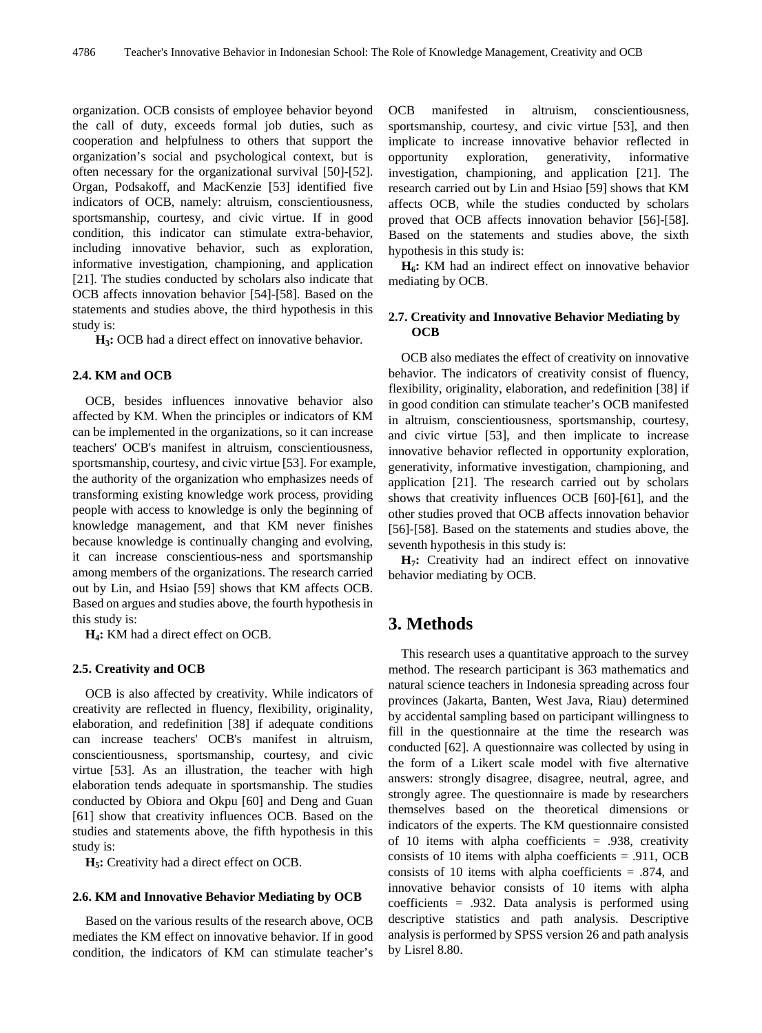organization. OCB consists of employee behavior beyond the call of duty, exceeds formal job duties, such as cooperation and helpfulness to others that support the organization's social and psychological context, but is often necessary for the organizational survival [50]-[52]. Organ, Podsakoff, and MacKenzie [53] identified five indicators of OCB, namely: altruism, conscientiousness, sportsmanship, courtesy, and civic virtue. If in good condition, this indicator can stimulate extra-behavior, including innovative behavior, such as exploration, informative investigation, championing, and application [21]. The studies conducted by scholars also indicate that OCB affects innovation behavior [54]-[58]. Based on the statements and studies above, the third hypothesis in this study is:

**$H_3$:** OCB had a direct effect on innovative behavior.

### 2.4. KM and OCB

OCB, besides influences innovative behavior also affected by KM. When the principles or indicators of KM can be implemented in the organizations, so it can increase teachers' OCB's manifest in altruism, conscientiousness, sportsmanship, courtesy, and civic virtue [53]. For example, the authority of the organization who emphasizes needs of transforming existing knowledge work process, providing people with access to knowledge is only the beginning of knowledge management, and that KM never finishes because knowledge is continually changing and evolving, it can increase conscientious-ness and sportsmanship among members of the organizations. The research carried out by Lin, and Hsiao [59] shows that KM affects OCB. Based on argues and studies above, the fourth hypothesis in this study is:

**$H_4$:** KM had a direct effect on OCB.

### 2.5. Creativity and OCB

OCB is also affected by creativity. While indicators of creativity are reflected in fluency, flexibility, originality, elaboration, and redefinition [38] if adequate conditions can increase teachers' OCB's manifest in altruism, conscientiousness, sportsmanship, courtesy, and civic virtue [53]. As an illustration, the teacher with high elaboration tends adequate in sportsmanship. The studies conducted by Obiora and Okpu [60] and Deng and Guan [61] show that creativity influences OCB. Based on the studies and statements above, the fifth hypothesis in this study is:

**$H_5$:** Creativity had a direct effect on OCB.

### 2.6. KM and Innovative Behavior Mediating by OCB

Based on the various results of the research above, OCB mediates the KM effect on innovative behavior. If in good condition, the indicators of KM can stimulate teacher's OCB manifested in altruism, conscientiousness, sportsmanship, courtesy, and civic virtue [53], and then implicate to increase innovative behavior reflected in opportunity exploration, generativity, informative investigation, championing, and application [21]. The research carried out by Lin and Hsiao [59] shows that KM affects OCB, while the studies conducted by scholars proved that OCB affects innovation behavior [56]-[58]. Based on the statements and studies above, the sixth hypothesis in this study is:

**$H_6$:** KM had an indirect effect on innovative behavior mediating by OCB.

### 2.7. Creativity and Innovative Behavior Mediating by OCB

OCB also mediates the effect of creativity on innovative behavior. The indicators of creativity consist of fluency, flexibility, originality, elaboration, and redefinition [38] if in good condition can stimulate teacher's OCB manifested in altruism, conscientiousness, sportsmanship, courtesy, and civic virtue [53], and then implicate to increase innovative behavior reflected in opportunity exploration, generativity, informative investigation, championing, and application [21]. The research carried out by scholars shows that creativity influences OCB [60]-[61], and the other studies proved that OCB affects innovation behavior [56]-[58]. Based on the statements and studies above, the seventh hypothesis in this study is:

**$H_7$:** Creativity had an indirect effect on innovative behavior mediating by OCB.

## 3. Methods

This research uses a quantitative approach to the survey method. The research participant is 363 mathematics and natural science teachers in Indonesia spreading across four provinces (Jakarta, Banten, West Java, Riau) determined by accidental sampling based on participant willingness to fill in the questionnaire at the time the research was conducted [62]. A questionnaire was collected by using in the form of a Likert scale model with five alternative answers: strongly disagree, disagree, neutral, agree, and strongly agree. The questionnaire is made by researchers themselves based on the theoretical dimensions or indicators of the experts. The KM questionnaire consisted of 10 items with alpha coefficients = .938, creativity consists of 10 items with alpha coefficients = .911, OCB consists of 10 items with alpha coefficients = .874, and innovative behavior consists of 10 items with alpha coefficients = .932. Data analysis is performed using descriptive statistics and path analysis. Descriptive analysis is performed by SPSS version 26 and path analysis by Lisrel 8.80.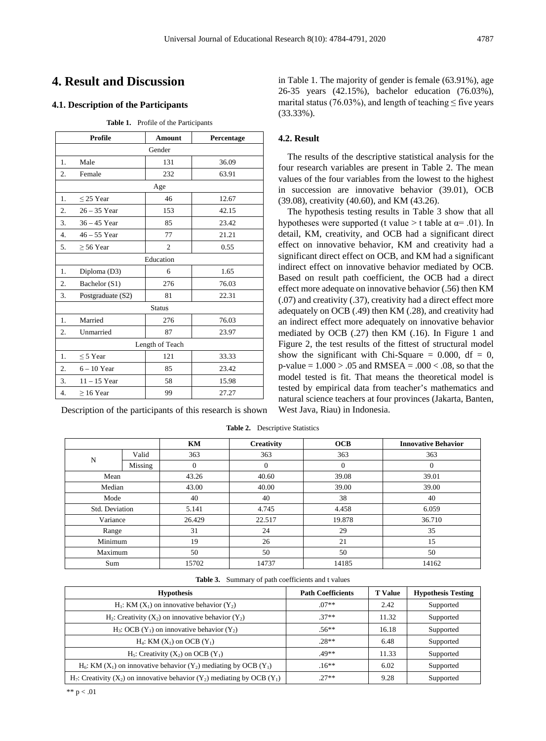## 4. Result and Discussion

### 4.1. Description of the Participants

**Table 1.** Profile of the Participants

| Profile | | Amount | Percentage |
|---|---|---|---|
| Gender | | | |
| 1. | Male | 131 | 36.09 |
| 2. | Female | 232 | 63.91 |
| Age | | | |
| 1. | ≤ 25 Year | 46 | 12.67 |
| 2. | 26 – 35 Year | 153 | 42.15 |
| 3. | 36 – 45 Year | 85 | 23.42 |
| 4. | 46 – 55 Year | 77 | 21.21 |
| 5. | ≥ 56 Year | 2 | 0.55 |
| Education | | | |
| 1. | Diploma (D3) | 6 | 1.65 |
| 2. | Bachelor (S1) | 276 | 76.03 |
| 3. | Postgraduate (S2) | 81 | 22.31 |
| Status | | | |
| 1. | Married | 276 | 76.03 |
| 2. | Unmarried | 87 | 23.97 |
| Length of Teach | | | |
| 1. | ≤ 5 Year | 121 | 33.33 |
| 2. | 6 – 10 Year | 85 | 23.42 |
| 3. | 11 – 15 Year | 58 | 15.98 |
| 4. | ≥ 16 Year | 99 | 27.27 |

Description of the participants of this research is shown in Table 1. The majority of gender is female (63.91%), age 26-35 years (42.15%), bachelor education (76.03%), marital status (76.03%), and length of teaching ≤ five years (33.33%).

### 4.2. Result

The results of the descriptive statistical analysis for the four research variables are present in Table 2. The mean values of the four variables from the lowest to the highest in succession are innovative behavior (39.01), OCB (39.08), creativity (40.60), and KM (43.26).

The hypothesis testing results in Table 3 show that all hypotheses were supported (t value > t table at α= .01). In detail, KM, creativity, and OCB had a significant direct effect on innovative behavior, KM and creativity had a significant direct effect on OCB, and KM had a significant indirect effect on innovative behavior mediated by OCB. Based on result path coefficient, the OCB had a direct effect more adequate on innovative behavior (.56) then KM (.07) and creativity (.37), creativity had a direct effect more adequately on OCB (.49) then KM (.28), and creativity had an indirect effect more adequately on innovative behavior mediated by OCB (.27) then KM (.16). In Figure 1 and Figure 2, the test results of the fittest of structural model show the significant with Chi-Square = 0.000, df = 0, p-value = 1.000 > .05 and RMSEA = .000 < .08, so that the model tested is fit. That means the theoretical model is tested by empirical data from teacher's mathematics and natural science teachers at four provinces (Jakarta, Banten, West Java, Riau) in Indonesia.

**Table 2.** Descriptive Statistics

| | | KM | Creativity | OCB | Innovative Behavior |
|---|---|---|---|---|---|
| N | Valid | 363 | 363 | 363 | 363 |
| | Missing | 0 | 0 | 0 | 0 |
| Mean | | 43.26 | 40.60 | 39.08 | 39.01 |
| Median | | 43.00 | 40.00 | 39.00 | 39.00 |
| Mode | | 40 | 40 | 38 | 40 |
| Std. Deviation | | 5.141 | 4.745 | 4.458 | 6.059 |
| Variance | | 26.429 | 22.517 | 19.878 | 36.710 |
| Range | | 31 | 24 | 29 | 35 |
| Minimum | | 19 | 26 | 21 | 15 |
| Maximum | | 50 | 50 | 50 | 50 |
| Sum | | 15702 | 14737 | 14185 | 14162 |

**Table 3.** Summary of path coefficients and t values

| Hypothesis | Path Coefficients | T Value | Hypothesis Testing |
|---|---|---|---|
| $H_1$: KM ($X_1$) on innovative behavior ($Y_2$) | .07** | 2.42 | Supported |
| $H_2$: Creativity ($X_2$) on innovative behavior ($Y_2$) | .37** | 11.32 | Supported |
| $H_3$: OCB ($Y_1$) on innovative behavior ($Y_2$) | .56** | 16.18 | Supported |
| $H_4$: KM ($X_1$) on OCB ($Y_1$) | .28** | 6.48 | Supported |
| $H_5$: Creativity ($X_2$) on OCB ($Y_1$) | .49** | 11.33 | Supported |
| $H_6$: KM ($X_1$) on innovative behavior ($Y_2$) mediating by OCB ($Y_1$) | .16** | 6.02 | Supported |
| $H_7$: Creativity ($X_2$) on innovative behavior ($Y_2$) mediating by OCB ($Y_1$) | .27** | 9.28 | Supported |

** $p < .01$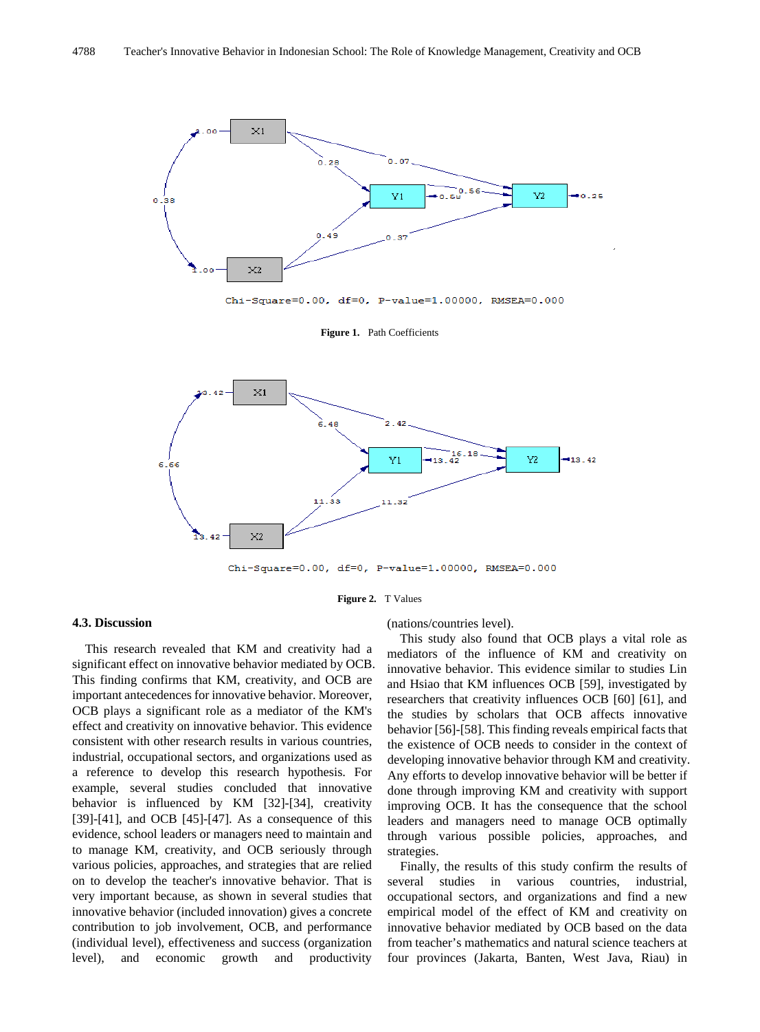Chi-Square=0.00, df=0, P-value=1.00000, RMSEA=0.000

**Figure 1.** Path Coefficients

Chi-Square=0.00, df=0, P-value=1.00000, RMSEA=0.000

**Figure 2.** T Values

### 4.3. Discussion

This research revealed that KM and creativity had a significant effect on innovative behavior mediated by OCB. This finding confirms that KM, creativity, and OCB are important antecedences for innovative behavior. Moreover, OCB plays a significant role as a mediator of the KM's effect and creativity on innovative behavior. This evidence consistent with other research results in various countries, industrial, occupational sectors, and organizations used as a reference to develop this research hypothesis. For example, several studies concluded that innovative behavior is influenced by KM [32]-[34], creativity [39]-[41], and OCB [45]-[47]. As a consequence of this evidence, school leaders or managers need to maintain and to manage KM, creativity, and OCB seriously through various policies, approaches, and strategies that are relied on to develop the teacher's innovative behavior. That is very important because, as shown in several studies that innovative behavior (included innovation) gives a concrete contribution to job involvement, OCB, and performance (individual level), effectiveness and success (organization level), and economic growth and productivity (nations/countries level).

This study also found that OCB plays a vital role as mediators of the influence of KM and creativity on innovative behavior. This evidence similar to studies Lin and Hsiao that KM influences OCB [59], investigated by researchers that creativity influences OCB [60] [61], and the studies by scholars that OCB affects innovative behavior [56]-[58]. This finding reveals empirical facts that the existence of OCB needs to consider in the context of developing innovative behavior through KM and creativity. Any efforts to develop innovative behavior will be better if done through improving KM and creativity with support improving OCB. It has the consequence that the school leaders and managers need to manage OCB optimally through various possible policies, approaches, and strategies.

Finally, the results of this study confirm the results of several studies in various countries, industrial, occupational sectors, and organizations and find a new empirical model of the effect of KM and creativity on innovative behavior mediated by OCB based on the data from teacher's mathematics and natural science teachers at four provinces (Jakarta, Banten, West Java, Riau) in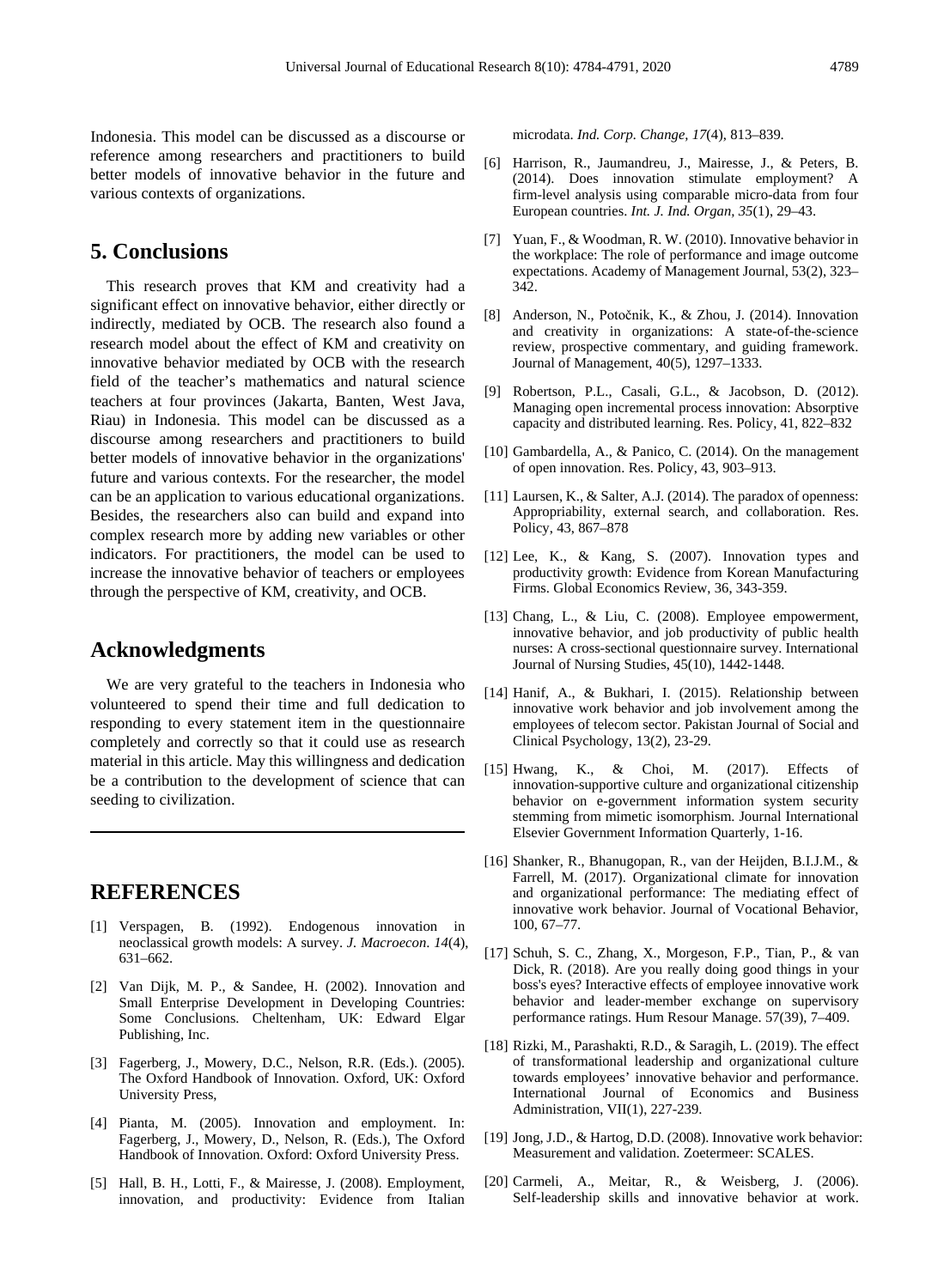Indonesia. This model can be discussed as a discourse or reference among researchers and practitioners to build better models of innovative behavior in the future and various contexts of organizations.

## 5. Conclusions

This research proves that KM and creativity had a significant effect on innovative behavior, either directly or indirectly, mediated by OCB. The research also found a research model about the effect of KM and creativity on innovative behavior mediated by OCB with the research field of the teacher's mathematics and natural science teachers at four provinces (Jakarta, Banten, West Java, Riau) in Indonesia. This model can be discussed as a discourse among researchers and practitioners to build better models of innovative behavior in the organizations' future and various contexts. For the researcher, the model can be an application to various educational organizations. Besides, the researchers also can build and expand into complex research more by adding new variables or other indicators. For practitioners, the model can be used to increase the innovative behavior of teachers or employees through the perspective of KM, creativity, and OCB.

## Acknowledgments

We are very grateful to the teachers in Indonesia who volunteered to spend their time and full dedication to responding to every statement item in the questionnaire completely and correctly so that it could use as research material in this article. May this willingness and dedication be a contribution to the development of science that can seeding to civilization.

## REFERENCES

[1] Verspagen, B. (1992). Endogenous innovation in neoclassical growth models: A survey. *J. Macroecon*. *14*(4), 631–662.

[2] Van Dijk, M. P., & Sandee, H. (2002). Innovation and Small Enterprise Development in Developing Countries: Some Conclusions. Cheltenham, UK: Edward Elgar Publishing, Inc.

[3] Fagerberg, J., Mowery, D.C., Nelson, R.R. (Eds.). (2005). The Oxford Handbook of Innovation. Oxford, UK: Oxford University Press,

[4] Pianta, M. (2005). Innovation and employment. In: Fagerberg, J., Mowery, D., Nelson, R. (Eds.), The Oxford Handbook of Innovation. Oxford: Oxford University Press.

[5] Hall, B. H., Lotti, F., & Mairesse, J. (2008). Employment, innovation, and productivity: Evidence from Italian microdata. *Ind. Corp. Change*, *17*(4), 813–839.

[6] Harrison, R., Jaumandreu, J., Mairesse, J., & Peters, B. (2014). Does innovation stimulate employment? A firm-level analysis using comparable micro-data from four European countries. *Int. J. Ind. Organ*, *35*(1), 29–43.

[7] Yuan, F., & Woodman, R. W. (2010). Innovative behavior in the workplace: The role of performance and image outcome expectations. Academy of Management Journal, 53(2), 323–342.

[8] Anderson, N., Potočnik, K., & Zhou, J. (2014). Innovation and creativity in organizations: A state-of-the-science review, prospective commentary, and guiding framework. Journal of Management, 40(5), 1297–1333.

[9] Robertson, P.L., Casali, G.L., & Jacobson, D. (2012). Managing open incremental process innovation: Absorptive capacity and distributed learning. Res. Policy, 41, 822–832

[10] Gambardella, A., & Panico, C. (2014). On the management of open innovation. Res. Policy, 43, 903–913.

[11] Laursen, K., & Salter, A.J. (2014). The paradox of openness: Appropriability, external search, and collaboration. Res. Policy, 43, 867–878

[12] Lee, K., & Kang, S. (2007). Innovation types and productivity growth: Evidence from Korean Manufacturing Firms. Global Economics Review, 36, 343-359.

[13] Chang, L., & Liu, C. (2008). Employee empowerment, innovative behavior, and job productivity of public health nurses: A cross-sectional questionnaire survey. International Journal of Nursing Studies, 45(10), 1442-1448.

[14] Hanif, A., & Bukhari, I. (2015). Relationship between innovative work behavior and job involvement among the employees of telecom sector. Pakistan Journal of Social and Clinical Psychology, 13(2), 23-29.

[15] Hwang, K., & Choi, M. (2017). Effects of innovation-supportive culture and organizational citizenship behavior on e-government information system security stemming from mimetic isomorphism. Journal International Elsevier Government Information Quarterly, 1-16.

[16] Shanker, R., Bhanugopan, R., van der Heijden, B.I.J.M., & Farrell, M. (2017). Organizational climate for innovation and organizational performance: The mediating effect of innovative work behavior. Journal of Vocational Behavior, 100, 67–77.

[17] Schuh, S. C., Zhang, X., Morgeson, F.P., Tian, P., & van Dick, R. (2018). Are you really doing good things in your boss's eyes? Interactive effects of employee innovative work behavior and leader-member exchange on supervisory performance ratings. Hum Resour Manage. 57(39), 7–409.

[18] Rizki, M., Parashakti, R.D., & Saragih, L. (2019). The effect of transformational leadership and organizational culture towards employees' innovative behavior and performance. International Journal of Economics and Business Administration, VII(1), 227-239.

[19] Jong, J.D., & Hartog, D.D. (2008). Innovative work behavior: Measurement and validation. Zoetermeer: SCALES.

[20] Carmeli, A., Meitar, R., & Weisberg, J. (2006). Self-leadership skills and innovative behavior at work.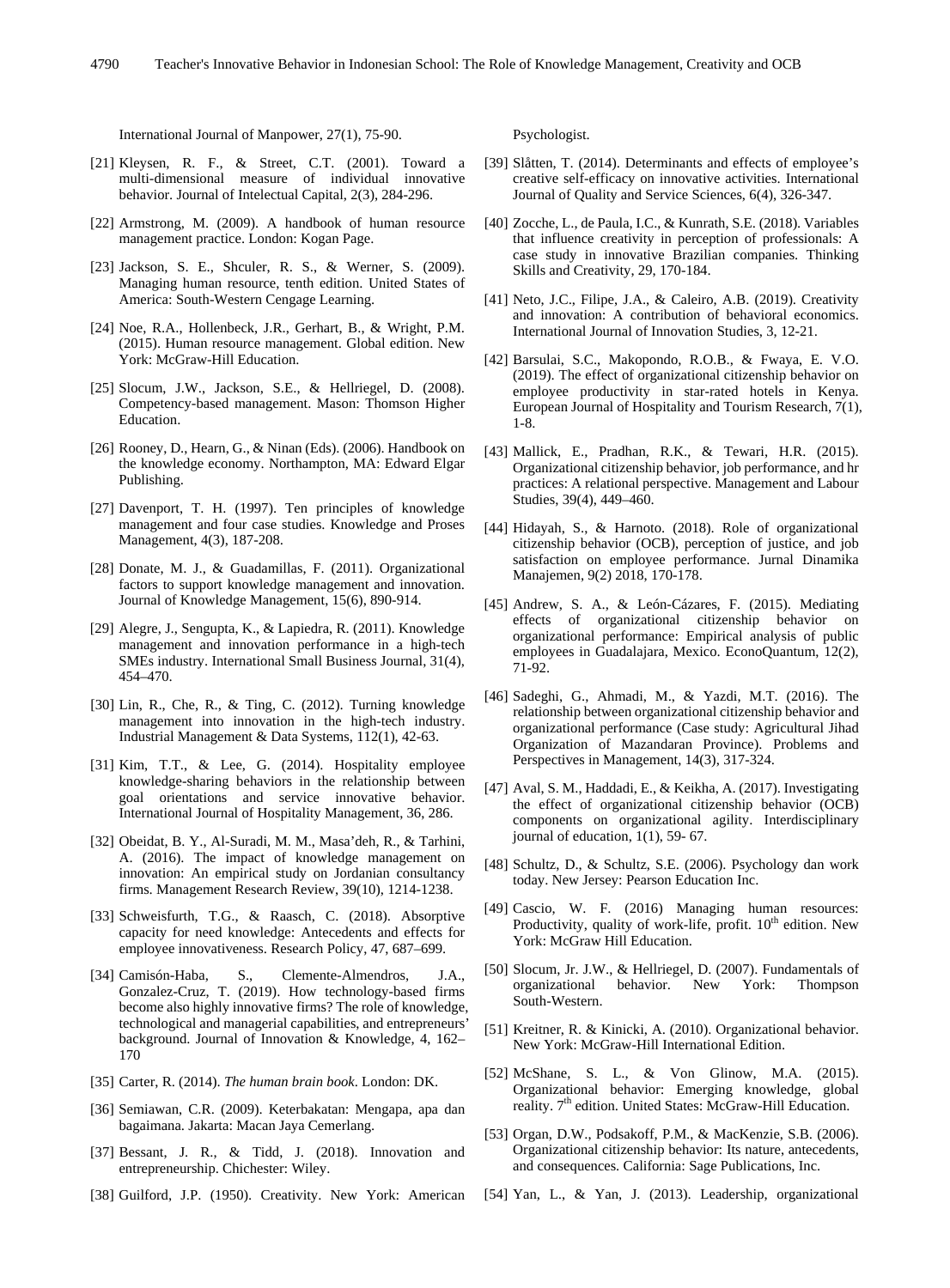International Journal of Manpower, 27(1), 75-90.

[21] Kleysen, R. F., & Street, C.T. (2001). Toward a multi-dimensional measure of individual innovative behavior. Journal of Intelectual Capital, 2(3), 284-296.

[22] Armstrong, M. (2009). A handbook of human resource management practice. London: Kogan Page.

[23] Jackson, S. E., Shculer, R. S., & Werner, S. (2009). Managing human resource, tenth edition. United States of America: South-Western Cengage Learning.

[24] Noe, R.A., Hollenbeck, J.R., Gerhart, B., & Wright, P.M. (2015). Human resource management. Global edition. New York: McGraw-Hill Education.

[25] Slocum, J.W., Jackson, S.E., & Hellriegel, D. (2008). Competency-based management. Mason: Thomson Higher Education.

[26] Rooney, D., Hearn, G., & Ninan (Eds). (2006). Handbook on the knowledge economy. Northampton, MA: Edward Elgar Publishing.

[27] Davenport, T. H. (1997). Ten principles of knowledge management and four case studies. Knowledge and Proses Management, 4(3), 187-208.

[28] Donate, M. J., & Guadamillas, F. (2011). Organizational factors to support knowledge management and innovation. Journal of Knowledge Management, 15(6), 890-914.

[29] Alegre, J., Sengupta, K., & Lapiedra, R. (2011). Knowledge management and innovation performance in a high-tech SMEs industry. International Small Business Journal, 31(4), 454–470.

[30] Lin, R., Che, R., & Ting, C. (2012). Turning knowledge management into innovation in the high-tech industry. Industrial Management & Data Systems, 112(1), 42-63.

[31] Kim, T.T., & Lee, G. (2014). Hospitality employee knowledge-sharing behaviors in the relationship between goal orientations and service innovative behavior. International Journal of Hospitality Management, 36, 286.

[32] Obeidat, B. Y., Al-Suradi, M. M., Masa'deh, R., & Tarhini, A. (2016). The impact of knowledge management on innovation: An empirical study on Jordanian consultancy firms. Management Research Review, 39(10), 1214-1238.

[33] Schweisfurth, T.G., & Raasch, C. (2018). Absorptive capacity for need knowledge: Antecedents and effects for employee innovativeness. Research Policy, 47, 687–699.

[34] Camisón-Haba, S., Clemente-Almendros, J.A., Gonzalez-Cruz, T. (2019). How technology-based firms become also highly innovative firms? The role of knowledge, technological and managerial capabilities, and entrepreneurs' background. Journal of Innovation & Knowledge, 4, 162–170

[35] Carter, R. (2014). *The human brain book*. London: DK.

[36] Semiawan, C.R. (2009). Keterbakatan: Mengapa, apa dan bagaimana. Jakarta: Macan Jaya Cemerlang.

[37] Bessant, J. R., & Tidd, J. (2018). Innovation and entrepreneurship. Chichester: Wiley.

[38] Guilford, J.P. (1950). Creativity. New York: American Psychologist.

[39] Slåtten, T. (2014). Determinants and effects of employee's creative self-efficacy on innovative activities. International Journal of Quality and Service Sciences, 6(4), 326-347.

[40] Zocche, L., de Paula, I.C., & Kunrath, S.E. (2018). Variables that influence creativity in perception of professionals: A case study in innovative Brazilian companies. Thinking Skills and Creativity, 29, 170-184.

[41] Neto, J.C., Filipe, J.A., & Caleiro, A.B. (2019). Creativity and innovation: A contribution of behavioral economics. International Journal of Innovation Studies, 3, 12-21.

[42] Barsulai, S.C., Makopondo, R.O.B., & Fwaya, E. V.O. (2019). The effect of organizational citizenship behavior on employee productivity in star-rated hotels in Kenya. European Journal of Hospitality and Tourism Research, 7(1), 1-8.

[43] Mallick, E., Pradhan, R.K., & Tewari, H.R. (2015). Organizational citizenship behavior, job performance, and hr practices: A relational perspective. Management and Labour Studies, 39(4), 449–460.

[44] Hidayah, S., & Harnoto. (2018). Role of organizational citizenship behavior (OCB), perception of justice, and job satisfaction on employee performance. Jurnal Dinamika Manajemen, 9(2) 2018, 170-178.

[45] Andrew, S. A., & León-Cázares, F. (2015). Mediating effects of organizational citizenship behavior on organizational performance: Empirical analysis of public employees in Guadalajara, Mexico. EconoQuantum, 12(2), 71-92.

[46] Sadeghi, G., Ahmadi, M., & Yazdi, M.T. (2016). The relationship between organizational citizenship behavior and organizational performance (Case study: Agricultural Jihad Organization of Mazandaran Province). Problems and Perspectives in Management, 14(3), 317-324.

[47] Aval, S. M., Haddadi, E., & Keikha, A. (2017). Investigating the effect of organizational citizenship behavior (OCB) components on organizational agility. Interdisciplinary journal of education, 1(1), 59- 67.

[48] Schultz, D., & Schultz, S.E. (2006). Psychology dan work today. New Jersey: Pearson Education Inc.

[49] Cascio, W. F. (2016) Managing human resources: Productivity, quality of work-life, profit. 10th edition. New York: McGraw Hill Education.

[50] Slocum, Jr. J.W., & Hellriegel, D. (2007). Fundamentals of organizational behavior. New York: Thompson South-Western.

[51] Kreitner, R. & Kinicki, A. (2010). Organizational behavior. New York: McGraw-Hill International Edition.

[52] McShane, S. L., & Von Glinow, M.A. (2015). Organizational behavior: Emerging knowledge, global reality. 7th edition. United States: McGraw-Hill Education.

[53] Organ, D.W., Podsakoff, P.M., & MacKenzie, S.B. (2006). Organizational citizenship behavior: Its nature, antecedents, and consequences. California: Sage Publications, Inc.

[54] Yan, L., & Yan, J. (2013). Leadership, organizational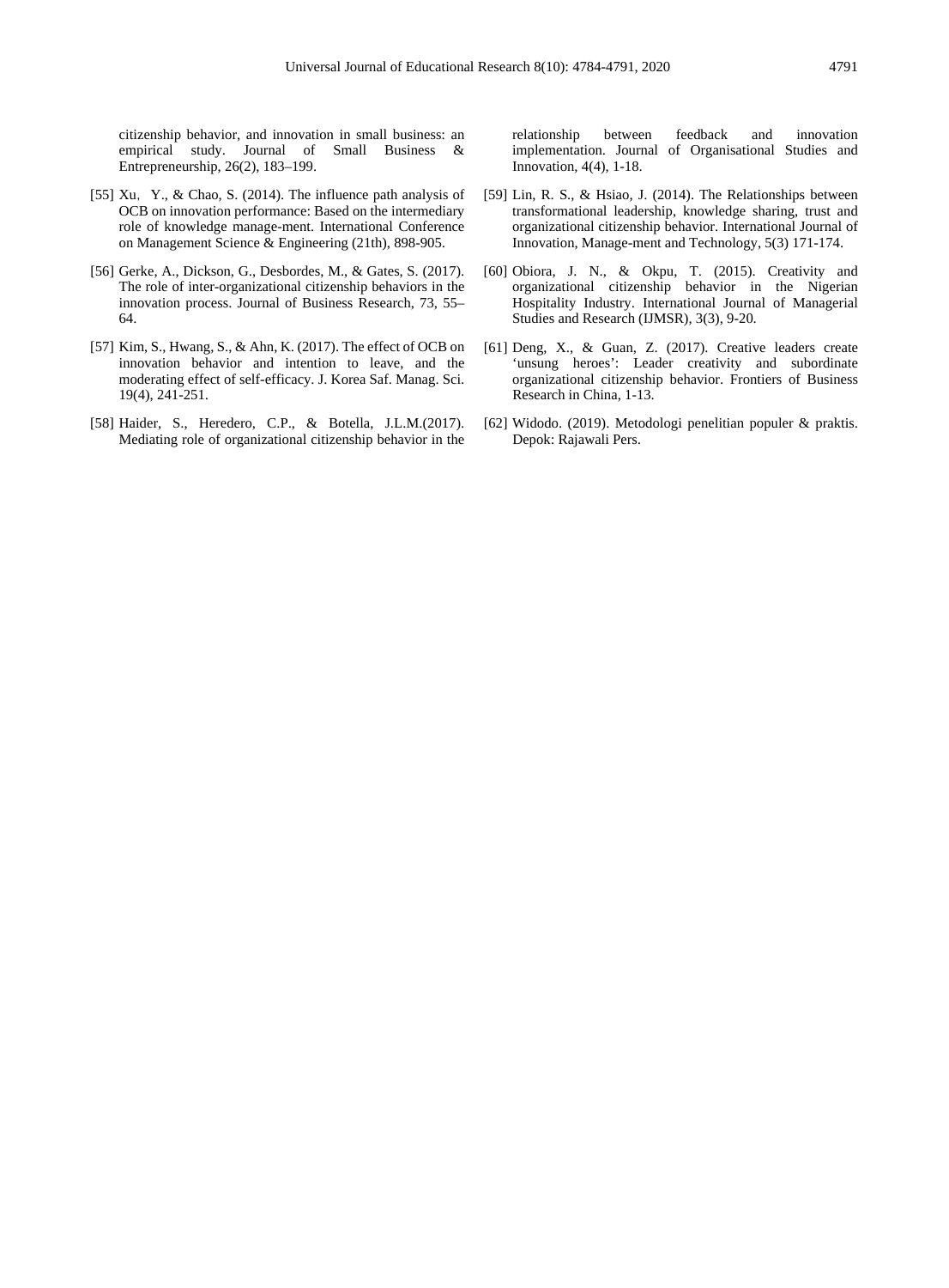citizenship behavior, and innovation in small business: an empirical study. Journal of Small Business & Entrepreneurship, 26(2), 183–199.

[55] Xu，Y., & Chao, S. (2014). The influence path analysis of OCB on innovation performance: Based on the intermediary role of knowledge manage-ment. International Conference on Management Science & Engineering (21th), 898-905.

[56] Gerke, A., Dickson, G., Desbordes, M., & Gates, S. (2017). The role of inter-organizational citizenship behaviors in the innovation process. Journal of Business Research, 73, 55–64.

[57] Kim, S., Hwang, S., & Ahn, K. (2017). The effect of OCB on innovation behavior and intention to leave, and the moderating effect of self-efficacy. J. Korea Saf. Manag. Sci. 19(4), 241-251.

[58] Haider, S., Heredero, C.P., & Botella, J.L.M.(2017). Mediating role of organizational citizenship behavior in the relationship between feedback and innovation implementation. Journal of Organisational Studies and Innovation, 4(4), 1-18.

[59] Lin, R. S., & Hsiao, J. (2014). The Relationships between transformational leadership, knowledge sharing, trust and organizational citizenship behavior. International Journal of Innovation, Manage-ment and Technology, 5(3) 171-174.

[60] Obiora, J. N., & Okpu, T. (2015). Creativity and organizational citizenship behavior in the Nigerian Hospitality Industry. International Journal of Managerial Studies and Research (IJMSR), 3(3), 9-20.

[61] Deng, X., & Guan, Z. (2017). Creative leaders create 'unsung heroes': Leader creativity and subordinate organizational citizenship behavior. Frontiers of Business Research in China, 1-13.

[62] Widodo. (2019). Metodologi penelitian populer & praktis. Depok: Rajawali Pers.